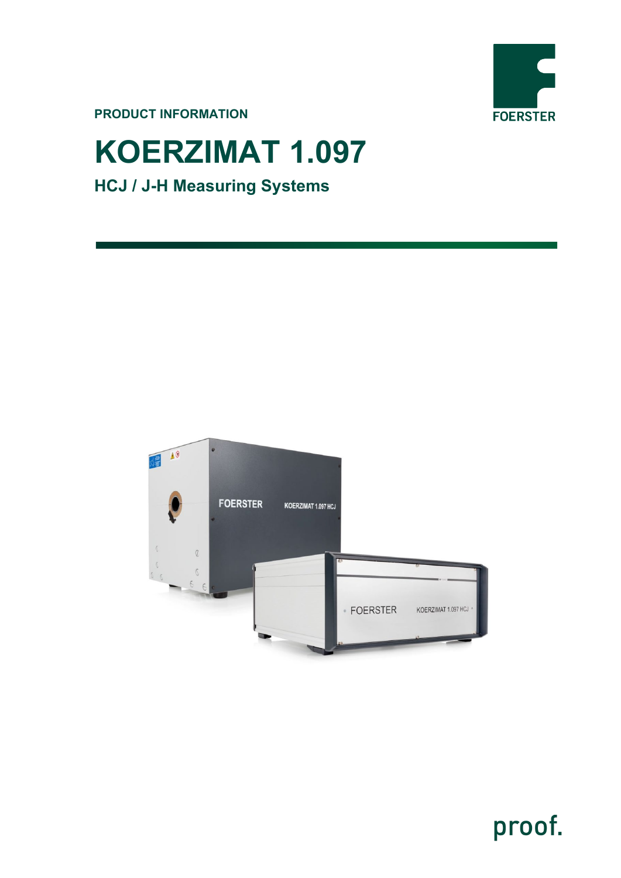PRODUCT INFORMATION

FOERSTER

# KOERZIMAT 1.097

## HCJ / J-H Measuring Systems

proof.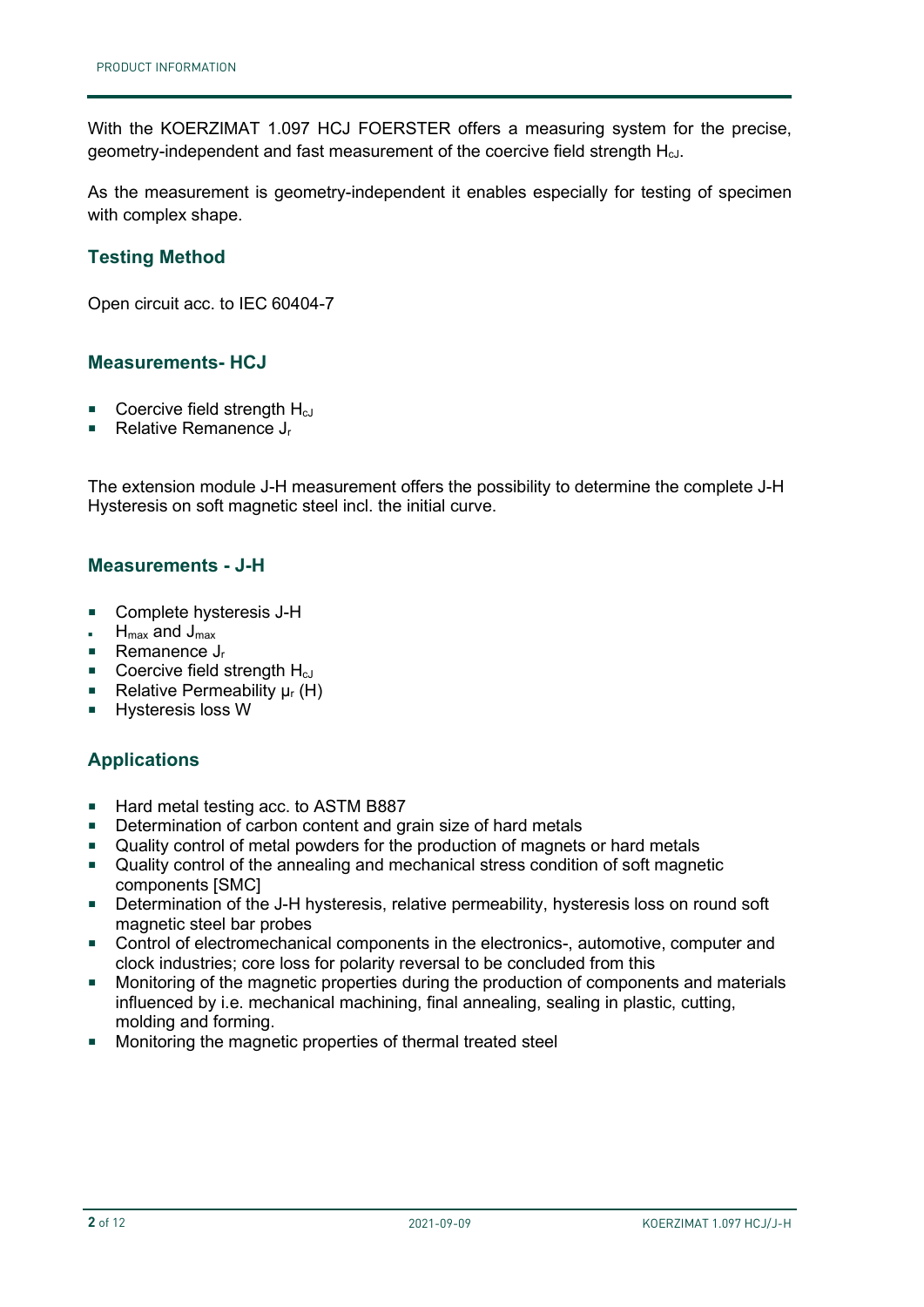With the KOERZIMAT 1.097 HCJ FOERSTER offers a measuring system for the precise, geometry-independent and fast measurement of the coercive field strength $H_{cJ}$.

As the measurement is geometry-independent it enables especially for testing of specimen with complex shape.

## Testing Method

Open circuit acc. to IEC 60404-7

## Measurements- HCJ

- Coercive field strength $H_{cJ}$
- Relative Remanence $J_r$

The extension module J-H measurement offers the possibility to determine the complete J-H Hysteresis on soft magnetic steel incl. the initial curve.

## Measurements - J-H

- Complete hysteresis J-H
- $H_{max}$ and $J_{max}$
- Remanence $J_r$
- Coercive field strength $H_{cJ}$
- Relative Permeability $\mu_r$ (H)
- Hysteresis loss W

## Applications

- Hard metal testing acc. to ASTM B887
- Determination of carbon content and grain size of hard metals
- Quality control of metal powders for the production of magnets or hard metals
- Quality control of the annealing and mechanical stress condition of soft magnetic components [SMC]
- Determination of the J-H hysteresis, relative permeability, hysteresis loss on round soft magnetic steel bar probes
- Control of electromechanical components in the electronics-, automotive, computer and clock industries; core loss for polarity reversal to be concluded from this
- Monitoring of the magnetic properties during the production of components and materials influenced by i.e. mechanical machining, final annealing, sealing in plastic, cutting, molding and forming.
- Monitoring the magnetic properties of thermal treated steel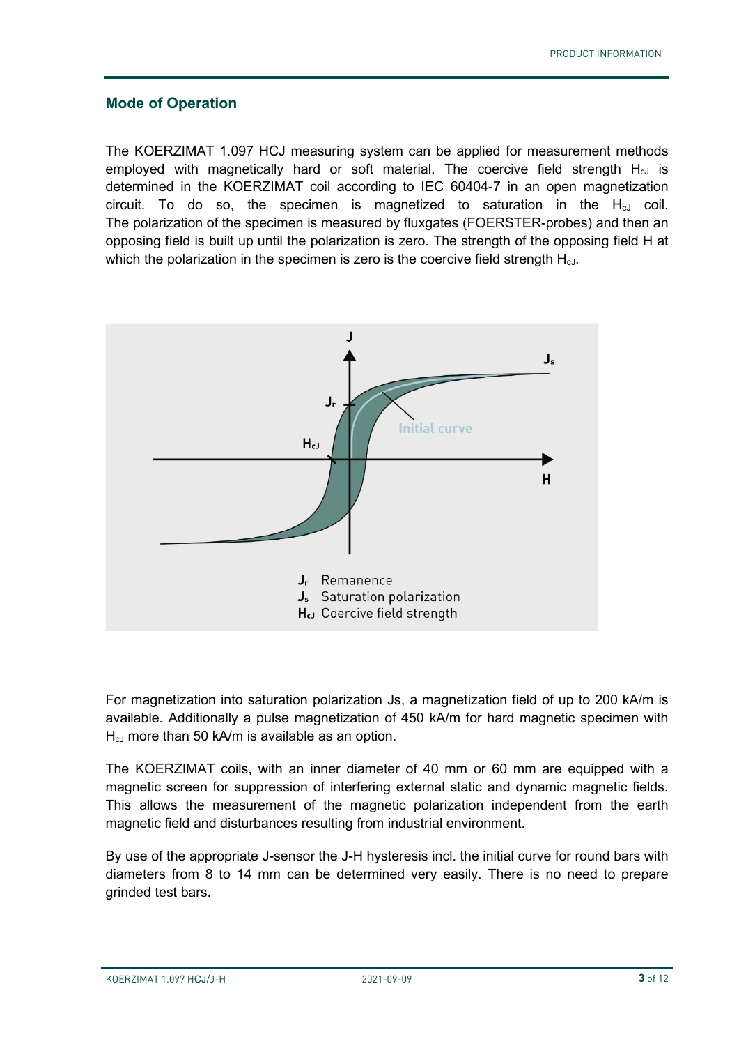## Mode of Operation

The KOERZIMAT 1.097 HCJ measuring system can be applied for measurement methods employed with magnetically hard or soft material. The coercive field strength $H_{cJ}$ is determined in the KOERZIMAT coil according to IEC 60404-7 in an open magnetization circuit. To do so, the specimen is magnetized to saturation in the $H_{cJ}$ coil. The polarization of the specimen is measured by fluxgates (FOERSTER-probes) and then an opposing field is built up until the polarization is zero. The strength of the opposing field H at which the polarization in the specimen is zero is the coercive field strength $H_{cJ}$.

$J_r$ Remanence
$J_s$ Saturation polarization
$H_{cJ}$ Coercive field strength

For magnetization into saturation polarization Js, a magnetization field of up to 200 kA/m is available. Additionally a pulse magnetization of 450 kA/m for hard magnetic specimen with $H_{cJ}$ more than 50 kA/m is available as an option.

The KOERZIMAT coils, with an inner diameter of 40 mm or 60 mm are equipped with a magnetic screen for suppression of interfering external static and dynamic magnetic fields. This allows the measurement of the magnetic polarization independent from the earth magnetic field and disturbances resulting from industrial environment.

By use of the appropriate J-sensor the J-H hysteresis incl. the initial curve for round bars with diameters from 8 to 14 mm can be determined very easily. There is no need to prepare grinded test bars.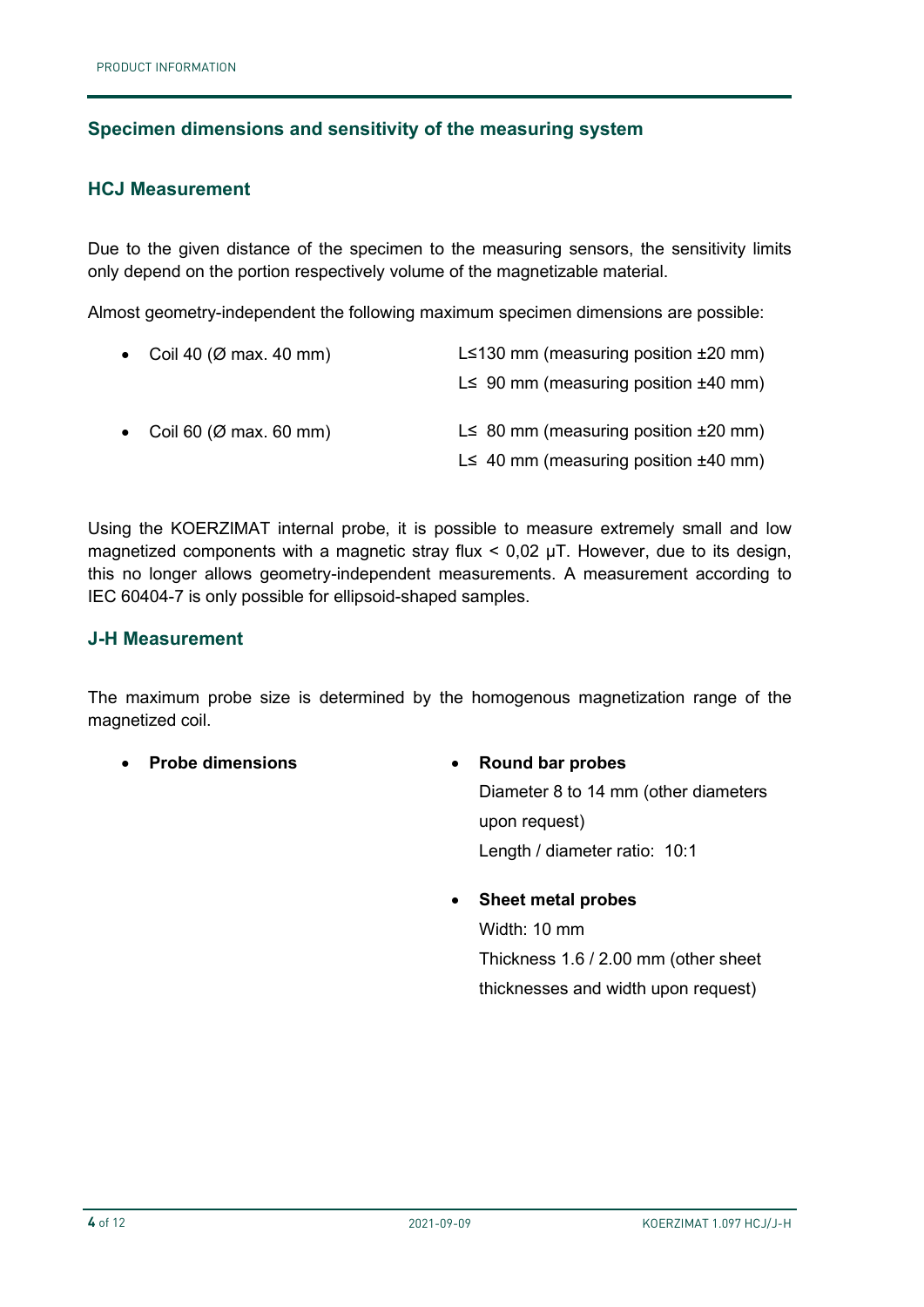## Specimen dimensions and sensitivity of the measuring system

### HCJ Measurement

Due to the given distance of the specimen to the measuring sensors, the sensitivity limits only depend on the portion respectively volume of the magnetizable material.

Almost geometry-independent the following maximum specimen dimensions are possible:

- Coil 40 (Ø max. 40 mm) — L≤130 mm (measuring position ±20 mm)
  L≤ 90 mm (measuring position ±40 mm)
- Coil 60 (Ø max. 60 mm) — L≤ 80 mm (measuring position ±20 mm)
  L≤ 40 mm (measuring position ±40 mm)

Using the KOERZIMAT internal probe, it is possible to measure extremely small and low magnetized components with a magnetic stray flux < 0,02 µT. However, due to its design, this no longer allows geometry-independent measurements. A measurement according to IEC 60404-7 is only possible for ellipsoid-shaped samples.

### J-H Measurement

The maximum probe size is determined by the homogenous magnetization range of the magnetized coil.

- **Probe dimensions**
  - **Round bar probes**
    Diameter 8 to 14 mm (other diameters upon request)
    Length / diameter ratio: 10:1
  - **Sheet metal probes**
    Width: 10 mm
    Thickness 1.6 / 2.00 mm (other sheet thicknesses and width upon request)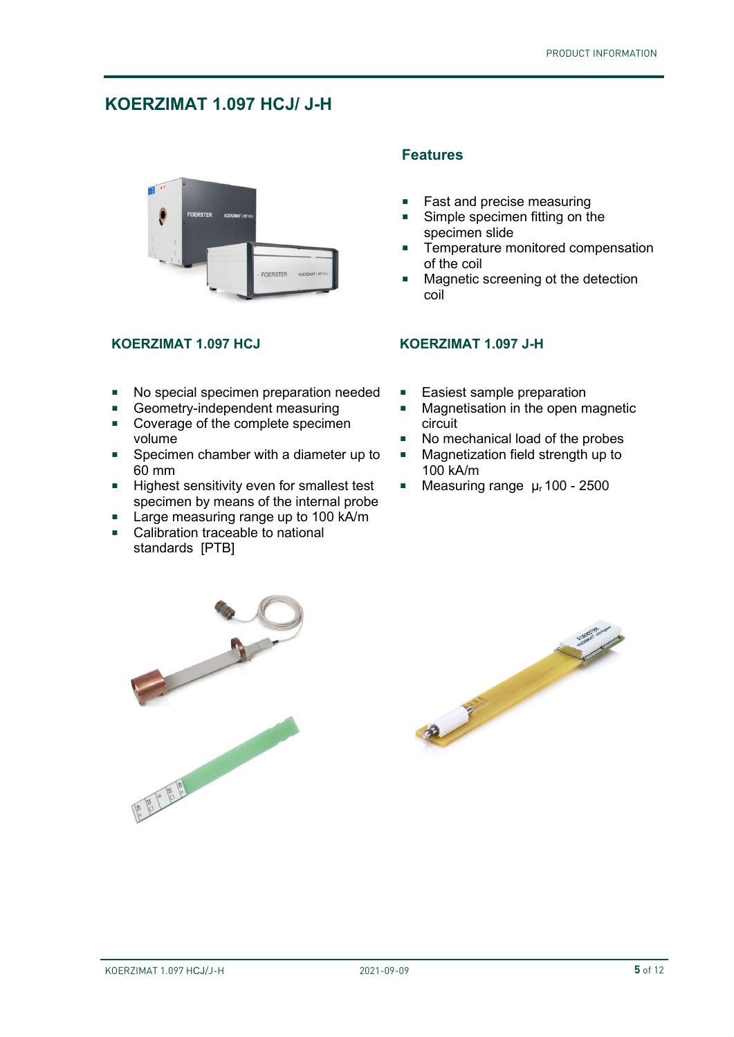# KOERZIMAT 1.097 HCJ/ J-H

## Features

- Fast and precise measuring
- Simple specimen fitting on the specimen slide
- Temperature monitored compensation of the coil
- Magnetic screening ot the detection coil

### KOERZIMAT 1.097 HCJ

- No special specimen preparation needed
- Geometry-independent measuring
- Coverage of the complete specimen volume
- Specimen chamber with a diameter up to 60 mm
- Highest sensitivity even for smallest test specimen by means of the internal probe
- Large measuring range up to 100 kA/m
- Calibration traceable to national standards [PTB]

### KOERZIMAT 1.097 J-H

- Easiest sample preparation
- Magnetisation in the open magnetic circuit
- No mechanical load of the probes
- Magnetization field strength up to 100 kA/m
- Measuring range $\mu_r$ 100 - 2500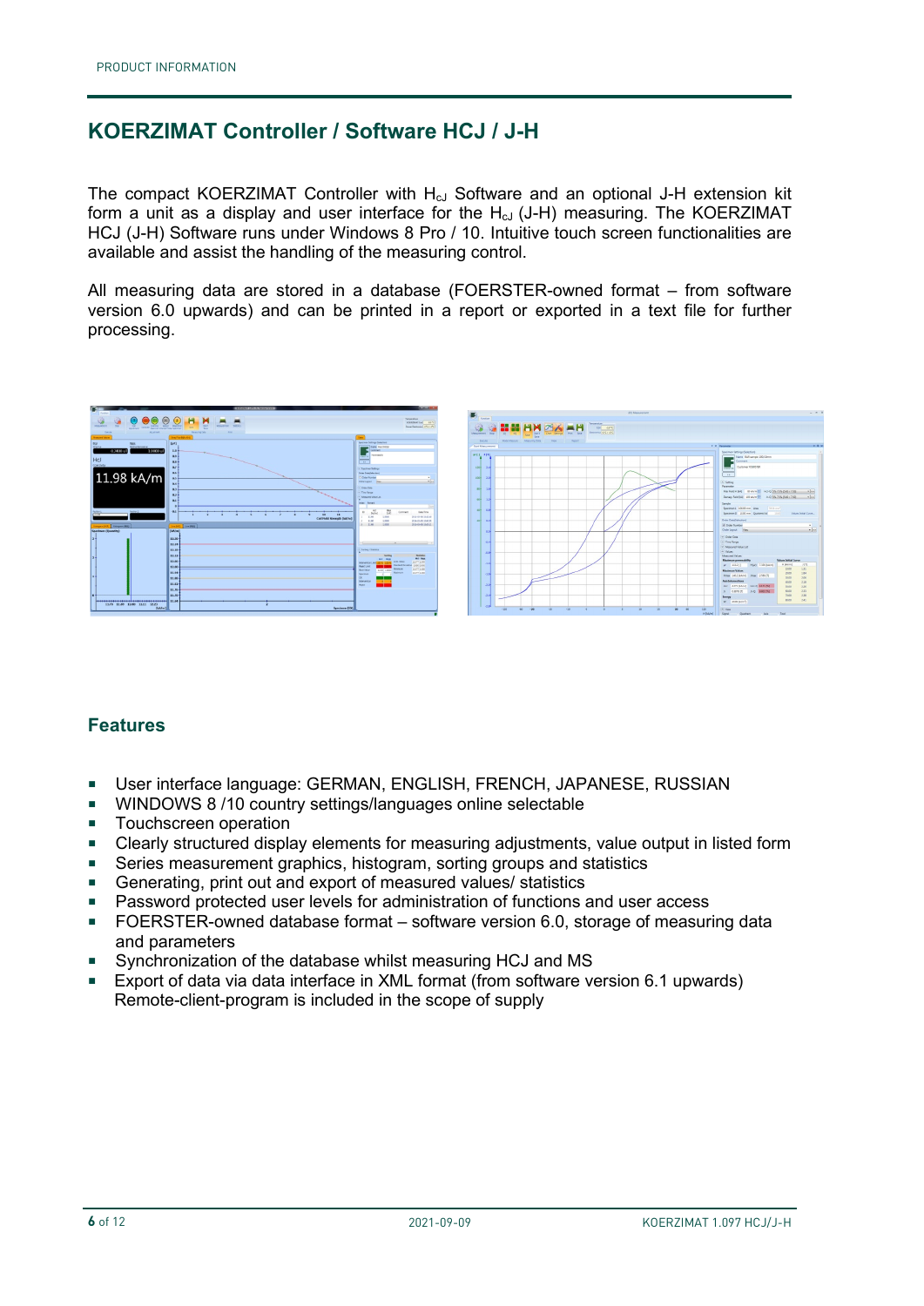# KOERZIMAT Controller / Software HCJ / J-H

The compact KOERZIMAT Controller with $H_{cJ}$ Software and an optional J-H extension kit form a unit as a display and user interface for the $H_{cJ}$ (J-H) measuring. The KOERZIMAT HCJ (J-H) Software runs under Windows 8 Pro / 10. Intuitive touch screen functionalities are available and assist the handling of the measuring control.

All measuring data are stored in a database (FOERSTER-owned format – from software version 6.0 upwards) and can be printed in a report or exported in a text file for further processing.

## Features

- User interface language: GERMAN, ENGLISH, FRENCH, JAPANESE, RUSSIAN
- WINDOWS 8 /10 country settings/languages online selectable
- Touchscreen operation
- Clearly structured display elements for measuring adjustments, value output in listed form
- Series measurement graphics, histogram, sorting groups and statistics
- Generating, print out and export of measured values/ statistics
- Password protected user levels for administration of functions and user access
- FOERSTER-owned database format – software version 6.0, storage of measuring data and parameters
- Synchronization of the database whilst measuring HCJ and MS
- Export of data via data interface in XML format (from software version 6.1 upwards) Remote-client-program is included in the scope of supply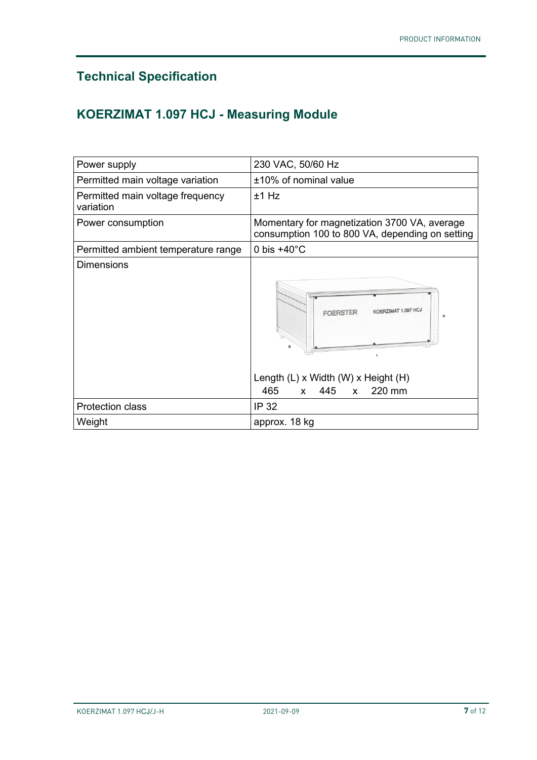## Technical Specification

## KOERZIMAT 1.097 HCJ - Measuring Module

| | |
|---|---|
| Power supply | 230 VAC, 50/60 Hz |
| Permitted main voltage variation | ±10% of nominal value |
| Permitted main voltage frequency variation | ±1 Hz |
| Power consumption | Momentary for magnetization 3700 VA, average consumption 100 to 800 VA, depending on setting |
| Permitted ambient temperature range | 0 bis +40°C |
| Dimensions | Length (L) x Width (W) x Height (H)<br>465 x 445 x 220 mm |
| Protection class | IP 32 |
| Weight | approx. 18 kg |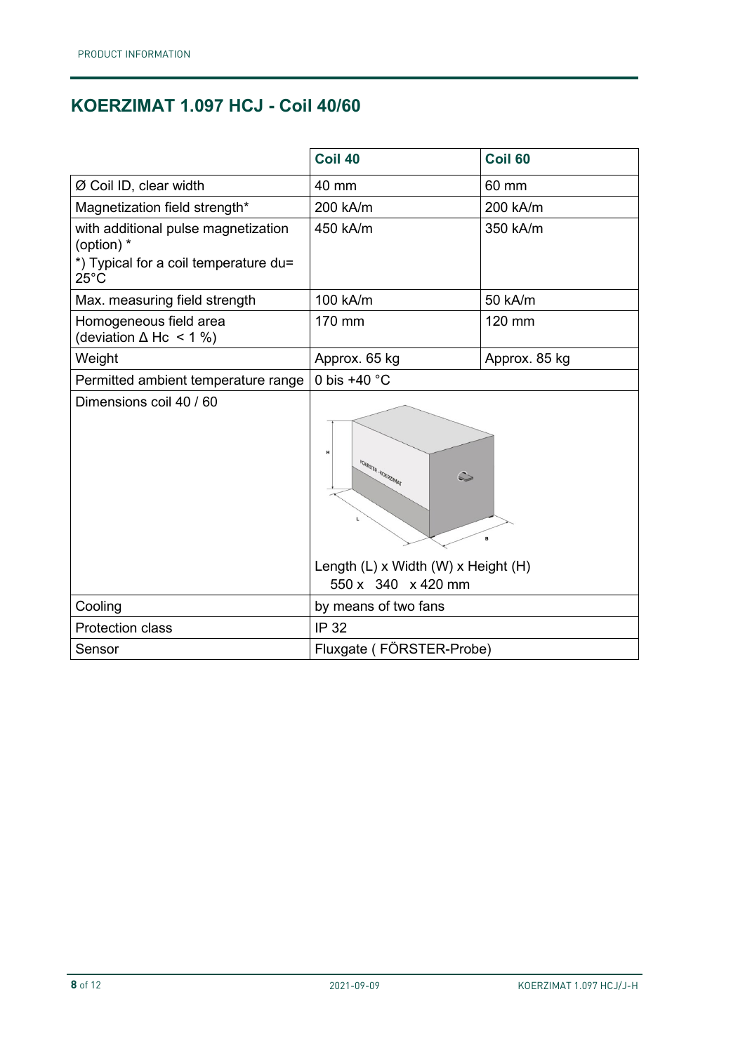## KOERZIMAT 1.097 HCJ - Coil 40/60

| | Coil 40 | Coil 60 |
|---|---|---|
| Ø Coil ID, clear width | 40 mm | 60 mm |
| Magnetization field strength* | 200 kA/m | 200 kA/m |
| with additional pulse magnetization (option) * <br> *) Typical for a coil temperature du= 25°C | 450 kA/m | 350 kA/m |
| Max. measuring field strength | 100 kA/m | 50 kA/m |
| Homogeneous field area (deviation Δ Hc < 1 %) | 170 mm | 120 mm |
| Weight | Approx. 65 kg | Approx. 85 kg |
| Permitted ambient temperature range | 0 bis +40 °C | |
| Dimensions coil 40 / 60 | Length (L) x Width (W) x Height (H) <br> 550 x 340 x 420 mm | |
| Cooling | by means of two fans | |
| Protection class | IP 32 | |
| Sensor | Fluxgate ( FÖRSTER-Probe) | |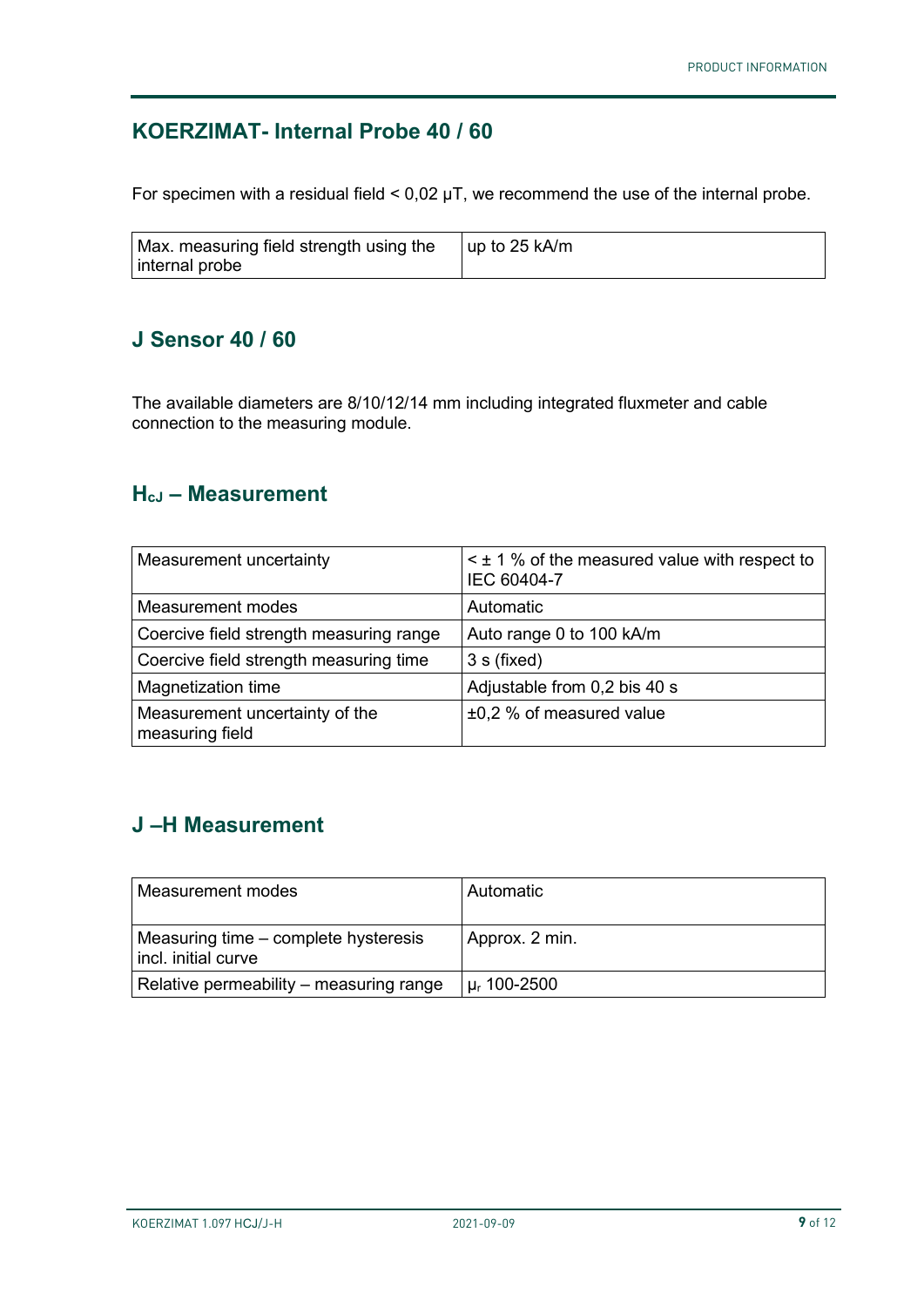## KOERZIMAT- Internal Probe 40 / 60

For specimen with a residual field < 0,02 µT, we recommend the use of the internal probe.

| Max. measuring field strength using the internal probe | up to 25 kA/m |
|---|---|

## J Sensor 40 / 60

The available diameters are 8/10/12/14 mm including integrated fluxmeter and cable connection to the measuring module.

## $H_{cJ}$ – Measurement

| Measurement uncertainty | < ± 1 % of the measured value with respect to IEC 60404-7 |
|---|---|
| Measurement modes | Automatic |
| Coercive field strength measuring range | Auto range 0 to 100 kA/m |
| Coercive field strength measuring time | 3 s (fixed) |
| Magnetization time | Adjustable from 0,2 bis 40 s |
| Measurement uncertainty of the measuring field | ±0,2 % of measured value |

## J –H Measurement

| Measurement modes | Automatic |
|---|---|
| Measuring time – complete hysteresis incl. initial curve | Approx. 2 min. |
| Relative permeability – measuring range | $\mu_r$ 100-2500 |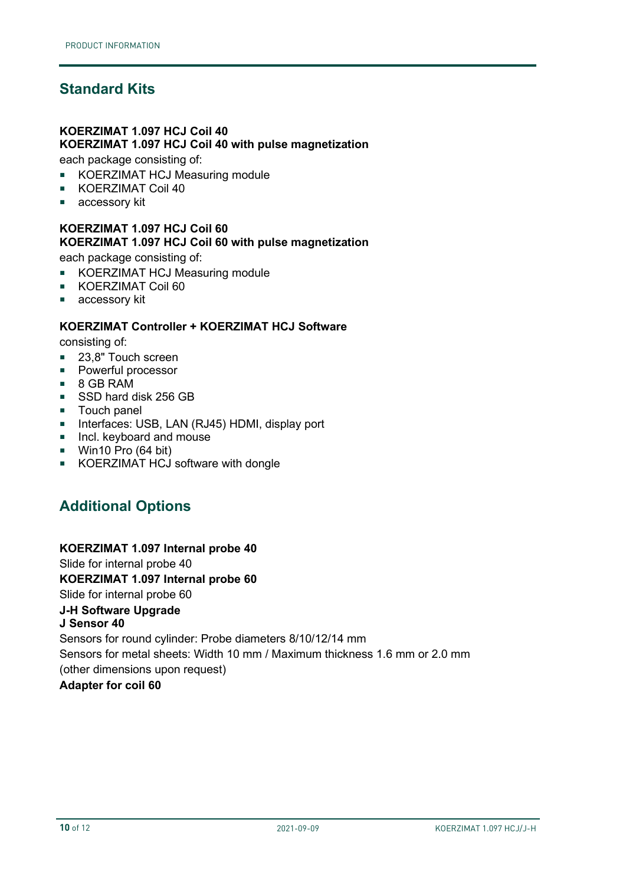## Standard Kits

**KOERZIMAT 1.097 HCJ Coil 40**
**KOERZIMAT 1.097 HCJ Coil 40 with pulse magnetization**

each package consisting of:

- KOERZIMAT HCJ Measuring module
- KOERZIMAT Coil 40
- accessory kit

**KOERZIMAT 1.097 HCJ Coil 60**
**KOERZIMAT 1.097 HCJ Coil 60 with pulse magnetization**

each package consisting of:

- KOERZIMAT HCJ Measuring module
- KOERZIMAT Coil 60
- accessory kit

**KOERZIMAT Controller + KOERZIMAT HCJ Software**

consisting of:

- 23,8" Touch screen
- Powerful processor
- 8 GB RAM
- SSD hard disk 256 GB
- Touch panel
- Interfaces: USB, LAN (RJ45) HDMI, display port
- Incl. keyboard and mouse
- Win10 Pro (64 bit)
- KOERZIMAT HCJ software with dongle

## Additional Options

**KOERZIMAT 1.097 Internal probe 40**

Slide for internal probe 40

**KOERZIMAT 1.097 Internal probe 60**

Slide for internal probe 60

**J-H Software Upgrade**

**J Sensor 40**

Sensors for round cylinder: Probe diameters 8/10/12/14 mm

Sensors for metal sheets: Width 10 mm / Maximum thickness 1.6 mm or 2.0 mm

(other dimensions upon request)

**Adapter for coil 60**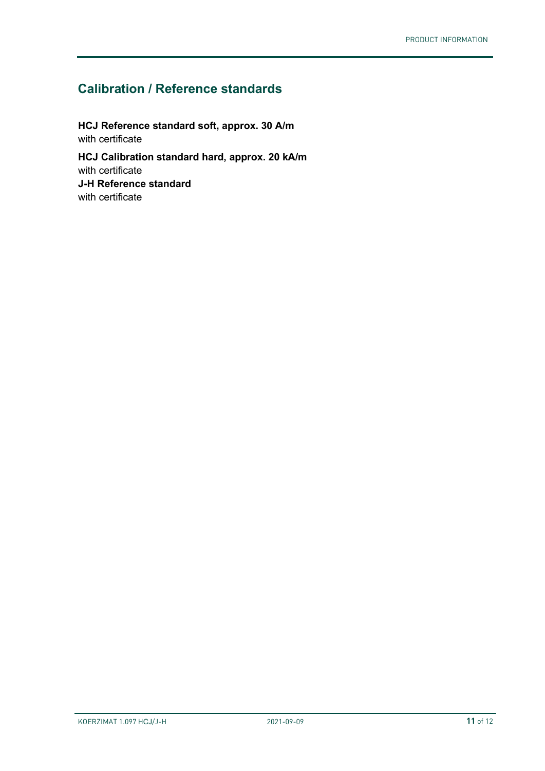## Calibration / Reference standards

**HCJ Reference standard soft, approx. 30 A/m**
with certificate

**HCJ Calibration standard hard, approx. 20 kA/m**
with certificate

**J-H Reference standard**
with certificate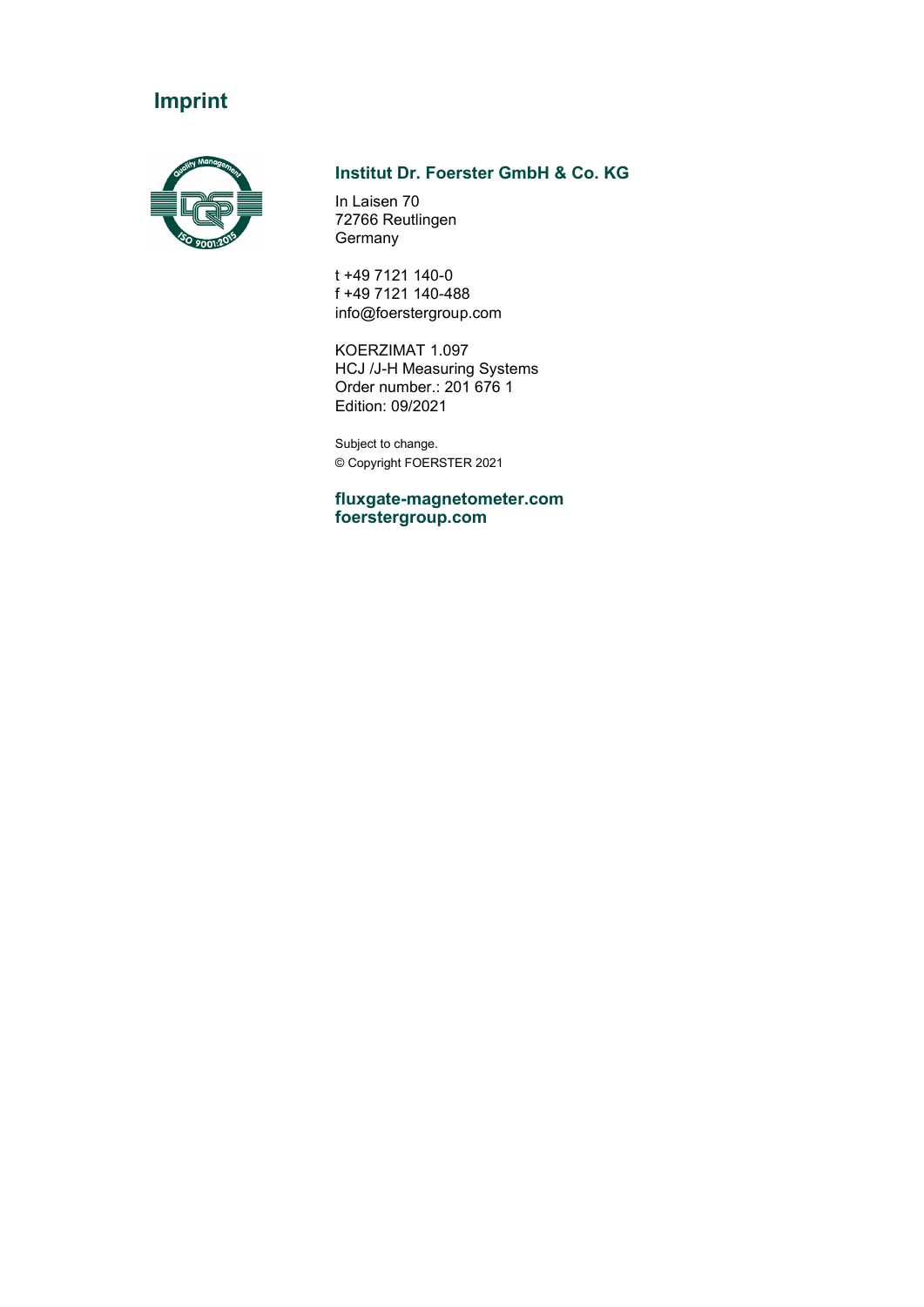# Imprint

## Institut Dr. Foerster GmbH & Co. KG

In Laisen 70
72766 Reutlingen
Germany

t +49 7121 140-0
f +49 7121 140-488
info@foerstergroup.com

KOERZIMAT 1.097
HCJ /J-H Measuring Systems
Order number.: 201 676 1
Edition: 09/2021

Subject to change.
© Copyright FOERSTER 2021

**fluxgate-magnetometer.com**
**foerstergroup.com**